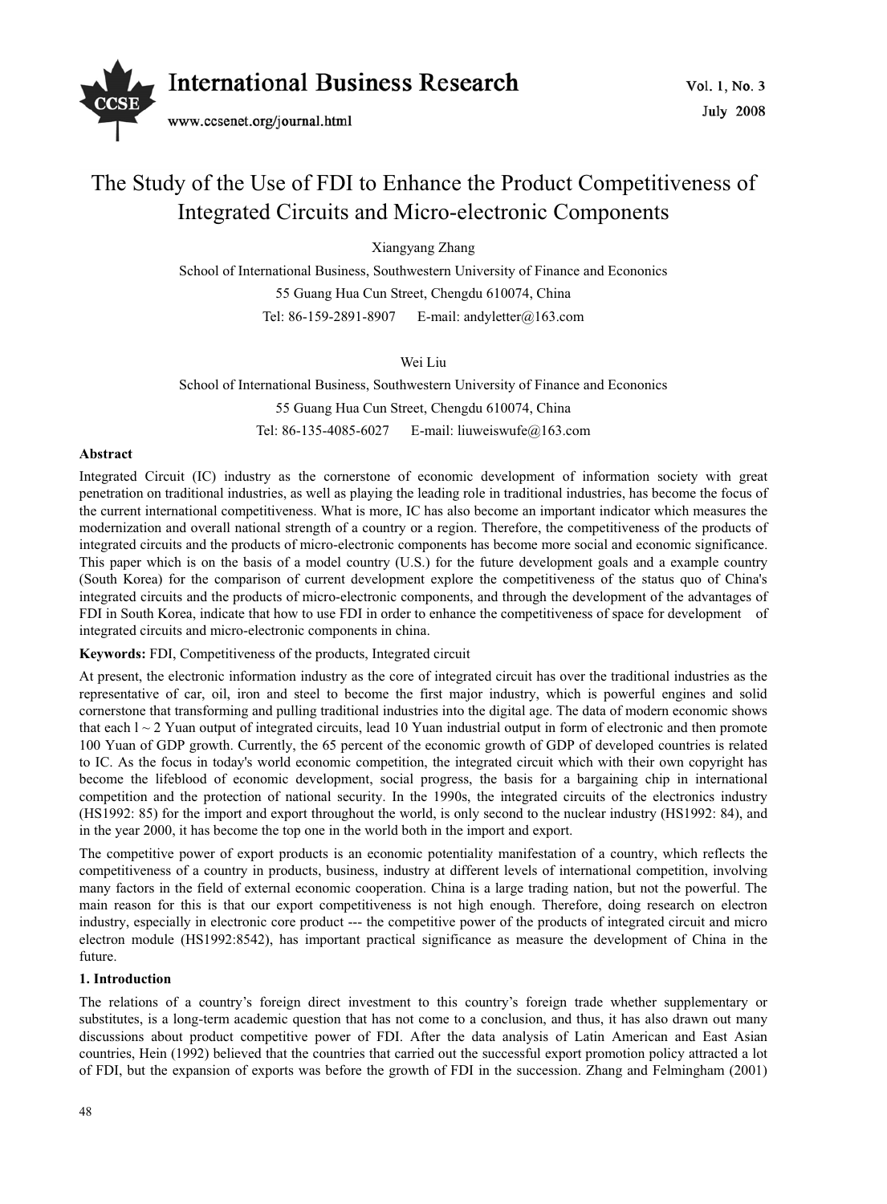# The Study of the Use of FDI to Enhance the Product Competitiveness of Integrated Circuits and Micro-electronic Components

Xiangyang Zhang

School of International Business, Southwestern University of Finance and Econonics

55 Guang Hua Cun Street, Chengdu 610074, China

Tel: 86-159-2891-8907 E-mail: andyletter@163.com

Wei Liu

School of International Business, Southwestern University of Finance and Econonics

55 Guang Hua Cun Street, Chengdu 610074, China

Tel: 86-135-4085-6027 E-mail: liuweiswufe@163.com

**Abstract**

Integrated Circuit (IC) industry as the cornerstone of economic development of information society with great penetration on traditional industries, as well as playing the leading role in traditional industries, has become the focus of the current international competitiveness. What is more, IC has also become an important indicator which measures the modernization and overall national strength of a country or a region. Therefore, the competitiveness of the products of integrated circuits and the products of micro-electronic components has become more social and economic significance. This paper which is on the basis of a model country (U.S.) for the future development goals and a example country (South Korea) for the comparison of current development explore the competitiveness of the status quo of China's integrated circuits and the products of micro-electronic components, and through the development of the advantages of FDI in South Korea, indicate that how to use FDI in order to enhance the competitiveness of space for development of integrated circuits and micro-electronic components in china.

**Keywords:** FDI, Competitiveness of the products, Integrated circuit

At present, the electronic information industry as the core of integrated circuit has over the traditional industries as the representative of car, oil, iron and steel to become the first major industry, which is powerful engines and solid cornerstone that transforming and pulling traditional industries into the digital age. The data of modern economic shows that each l ~ 2 Yuan output of integrated circuits, lead 10 Yuan industrial output in form of electronic and then promote 100 Yuan of GDP growth. Currently, the 65 percent of the economic growth of GDP of developed countries is related to IC. As the focus in today's world economic competition, the integrated circuit which with their own copyright has become the lifeblood of economic development, social progress, the basis for a bargaining chip in international competition and the protection of national security. In the 1990s, the integrated circuits of the electronics industry (HS1992: 85) for the import and export throughout the world, is only second to the nuclear industry (HS1992: 84), and in the year 2000, it has become the top one in the world both in the import and export.

The competitive power of export products is an economic potentiality manifestation of a country, which reflects the competitiveness of a country in products, business, industry at different levels of international competition, involving many factors in the field of external economic cooperation. China is a large trading nation, but not the powerful. The main reason for this is that our export competitiveness is not high enough. Therefore, doing research on electron industry, especially in electronic core product --- the competitive power of the products of integrated circuit and micro electron module (HS1992:8542), has important practical significance as measure the development of China in the future.

## 1. Introduction

The relations of a country's foreign direct investment to this country's foreign trade whether supplementary or substitutes, is a long-term academic question that has not come to a conclusion, and thus, it has also drawn out many discussions about product competitive power of FDI. After the data analysis of Latin American and East Asian countries, Hein (1992) believed that the countries that carried out the successful export promotion policy attracted a lot of FDI, but the expansion of exports was before the growth of FDI in the succession. Zhang and Felmingham (2001)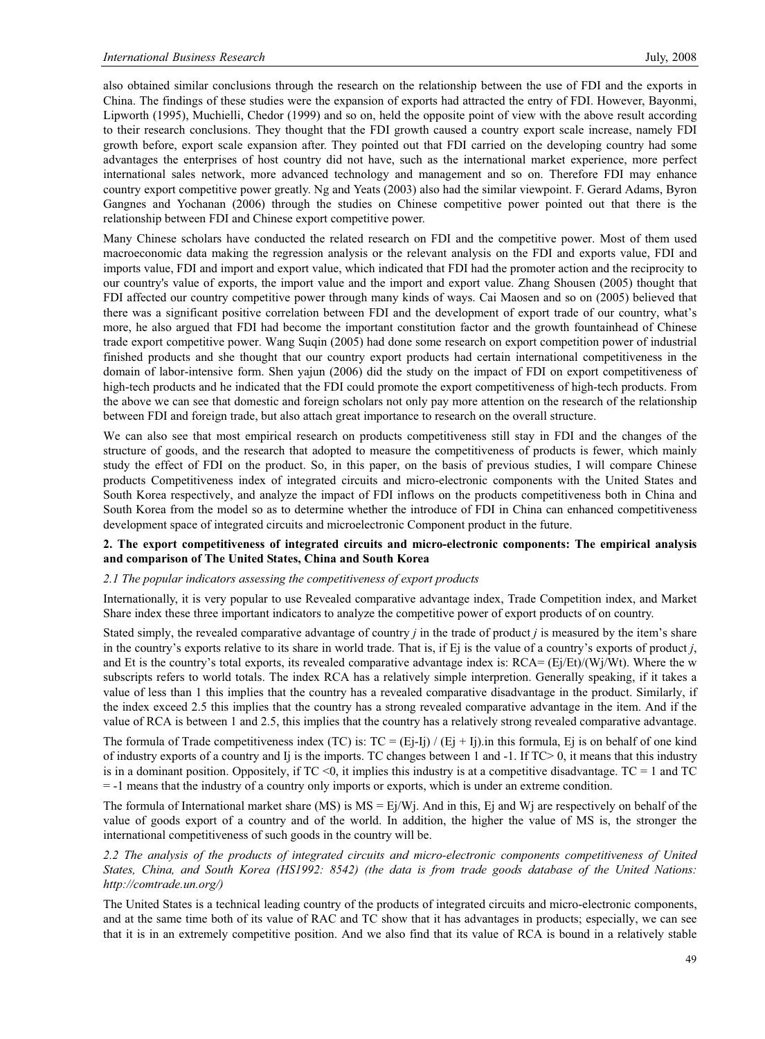also obtained similar conclusions through the research on the relationship between the use of FDI and the exports in China. The findings of these studies were the expansion of exports had attracted the entry of FDI. However, Bayonmi, Lipworth (1995), Muchielli, Chedor (1999) and so on, held the opposite point of view with the above result according to their research conclusions. They thought that the FDI growth caused a country export scale increase, namely FDI growth before, export scale expansion after. They pointed out that FDI carried on the developing country had some advantages the enterprises of host country did not have, such as the international market experience, more perfect international sales network, more advanced technology and management and so on. Therefore FDI may enhance country export competitive power greatly. Ng and Yeats (2003) also had the similar viewpoint. F. Gerard Adams, Byron Gangnes and Yochanan (2006) through the studies on Chinese competitive power pointed out that there is the relationship between FDI and Chinese export competitive power.

Many Chinese scholars have conducted the related research on FDI and the competitive power. Most of them used macroeconomic data making the regression analysis or the relevant analysis on the FDI and exports value, FDI and imports value, FDI and import and export value, which indicated that FDI had the promoter action and the reciprocity to our country's value of exports, the import value and the import and export value. Zhang Shousen (2005) thought that FDI affected our country competitive power through many kinds of ways. Cai Maosen and so on (2005) believed that there was a significant positive correlation between FDI and the development of export trade of our country, what's more, he also argued that FDI had become the important constitution factor and the growth fountainhead of Chinese trade export competitive power. Wang Suqin (2005) had done some research on export competition power of industrial finished products and she thought that our country export products had certain international competitiveness in the domain of labor-intensive form. Shen yajun (2006) did the study on the impact of FDI on export competitiveness of high-tech products and he indicated that the FDI could promote the export competitiveness of high-tech products. From the above we can see that domestic and foreign scholars not only pay more attention on the research of the relationship between FDI and foreign trade, but also attach great importance to research on the overall structure.

We can also see that most empirical research on products competitiveness still stay in FDI and the changes of the structure of goods, and the research that adopted to measure the competitiveness of products is fewer, which mainly study the effect of FDI on the product. So, in this paper, on the basis of previous studies, I will compare Chinese products Competitiveness index of integrated circuits and micro-electronic components with the United States and South Korea respectively, and analyze the impact of FDI inflows on the products competitiveness both in China and South Korea from the model so as to determine whether the introduce of FDI in China can enhanced competitiveness development space of integrated circuits and microelectronic Component product in the future.

## 2. The export competitiveness of integrated circuits and micro-electronic components: The empirical analysis and comparison of The United States, China and South Korea

### *2.1 The popular indicators assessing the competitiveness of export products*

Internationally, it is very popular to use Revealed comparative advantage index, Trade Competition index, and Market Share index these three important indicators to analyze the competitive power of export products of on country.

Stated simply, the revealed comparative advantage of country *j* in the trade of product *j* is measured by the item's share in the country's exports relative to its share in world trade. That is, if Ej is the value of a country's exports of product *j*, and Et is the country's total exports, its revealed comparative advantage index is: RCA= (Ej/Et)/(Wj/Wt). Where the w subscripts refers to world totals. The index RCA has a relatively simple interpretion. Generally speaking, if it takes a value of less than 1 this implies that the country has a revealed comparative disadvantage in the product. Similarly, if the index exceed 2.5 this implies that the country has a strong revealed comparative advantage in the item. And if the value of RCA is between 1 and 2.5, this implies that the country has a relatively strong revealed comparative advantage.

The formula of Trade competitiveness index (TC) is: TC = (Ej-Ij) / (Ej + Ij).in this formula, Ej is on behalf of one kind of industry exports of a country and Ij is the imports. TC changes between 1 and -1. If TC> 0, it means that this industry is in a dominant position. Oppositely, if TC <0, it implies this industry is at a competitive disadvantage. TC = 1 and TC = -1 means that the industry of a country only imports or exports, which is under an extreme condition.

The formula of International market share (MS) is MS = Ej/Wj. And in this, Ej and Wj are respectively on behalf of the value of goods export of a country and of the world. In addition, the higher the value of MS is, the stronger the international competitiveness of such goods in the country will be.

### *2.2 The analysis of the products of integrated circuits and micro-electronic components competitiveness of United States, China, and South Korea (HS1992: 8542) (the data is from trade goods database of the United Nations: http://comtrade.un.org/)*

The United States is a technical leading country of the products of integrated circuits and micro-electronic components, and at the same time both of its value of RAC and TC show that it has advantages in products; especially, we can see that it is in an extremely competitive position. And we also find that its value of RCA is bound in a relatively stable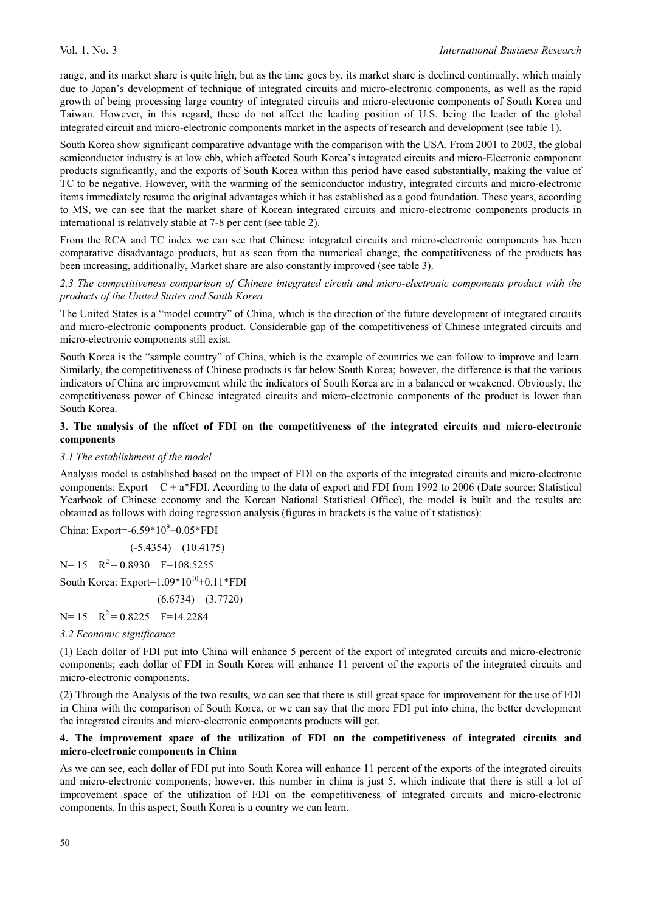range, and its market share is quite high, but as the time goes by, its market share is declined continually, which mainly due to Japan's development of technique of integrated circuits and micro-electronic components, as well as the rapid growth of being processing large country of integrated circuits and micro-electronic components of South Korea and Taiwan. However, in this regard, these do not affect the leading position of U.S. being the leader of the global integrated circuit and micro-electronic components market in the aspects of research and development (see table 1).

South Korea show significant comparative advantage with the comparison with the USA. From 2001 to 2003, the global semiconductor industry is at low ebb, which affected South Korea's integrated circuits and micro-Electronic component products significantly, and the exports of South Korea within this period have eased substantially, making the value of TC to be negative. However, with the warming of the semiconductor industry, integrated circuits and micro-electronic items immediately resume the original advantages which it has established as a good foundation. These years, according to MS, we can see that the market share of Korean integrated circuits and micro-electronic components products in international is relatively stable at 7-8 per cent (see table 2).

From the RCA and TC index we can see that Chinese integrated circuits and micro-electronic components has been comparative disadvantage products, but as seen from the numerical change, the competitiveness of the products has been increasing, additionally, Market share are also constantly improved (see table 3).

### *2.3 The competitiveness comparison of Chinese integrated circuit and micro-electronic components product with the products of the United States and South Korea*

The United States is a "model country" of China, which is the direction of the future development of integrated circuits and micro-electronic components product. Considerable gap of the competitiveness of Chinese integrated circuits and micro-electronic components still exist.

South Korea is the "sample country" of China, which is the example of countries we can follow to improve and learn. Similarly, the competitiveness of Chinese products is far below South Korea; however, the difference is that the various indicators of China are improvement while the indicators of South Korea are in a balanced or weakened. Obviously, the competitiveness power of Chinese integrated circuits and micro-electronic components of the product is lower than South Korea.

## 3. The analysis of the affect of FDI on the competitiveness of the integrated circuits and micro-electronic components

### *3.1 The establishment of the model*

Analysis model is established based on the impact of FDI on the exports of the integrated circuits and micro-electronic components: Export = C + a*FDI. According to the data of export and FDI from 1992 to 2006 (Date source: Statistical Yearbook of Chinese economy and the Korean National Statistical Office), the model is built and the results are obtained as follows with doing regression analysis (figures in brackets is the value of t statistics):

China: Export=$-6.59*10^9$+0.05*FDI

(-5.4354) (10.4175)

N= 15 $R^2 = 0.8930$ F=108.5255

South Korea: Export=$1.09*10^{10}$+0.11*FDI

(6.6734) (3.7720)

N= 15 $R^2 = 0.8225$ F=14.2284

### *3.2 Economic significance*

(1) Each dollar of FDI put into China will enhance 5 percent of the export of integrated circuits and micro-electronic components; each dollar of FDI in South Korea will enhance 11 percent of the exports of the integrated circuits and micro-electronic components.

(2) Through the Analysis of the two results, we can see that there is still great space for improvement for the use of FDI in China with the comparison of South Korea, or we can say that the more FDI put into china, the better development the integrated circuits and micro-electronic components products will get.

## 4. The improvement space of the utilization of FDI on the competitiveness of integrated circuits and micro-electronic components in China

As we can see, each dollar of FDI put into South Korea will enhance 11 percent of the exports of the integrated circuits and micro-electronic components; however, this number in china is just 5, which indicate that there is still a lot of improvement space of the utilization of FDI on the competitiveness of integrated circuits and micro-electronic components. In this aspect, South Korea is a country we can learn.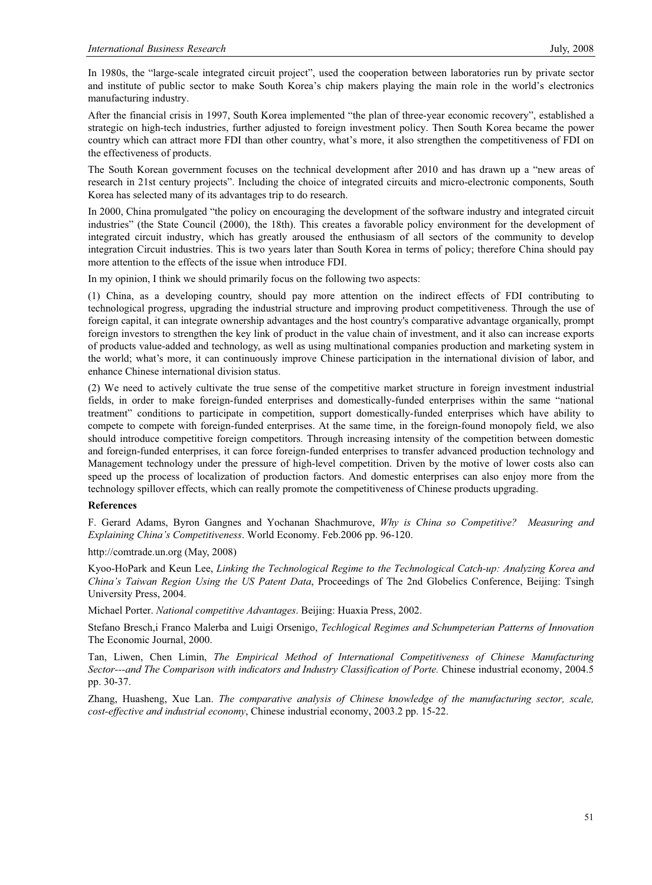In 1980s, the "large-scale integrated circuit project", used the cooperation between laboratories run by private sector and institute of public sector to make South Korea's chip makers playing the main role in the world's electronics manufacturing industry.

After the financial crisis in 1997, South Korea implemented "the plan of three-year economic recovery", established a strategic on high-tech industries, further adjusted to foreign investment policy. Then South Korea became the power country which can attract more FDI than other country, what's more, it also strengthen the competitiveness of FDI on the effectiveness of products.

The South Korean government focuses on the technical development after 2010 and has drawn up a "new areas of research in 21st century projects". Including the choice of integrated circuits and micro-electronic components, South Korea has selected many of its advantages trip to do research.

In 2000, China promulgated "the policy on encouraging the development of the software industry and integrated circuit industries" (the State Council (2000), the 18th). This creates a favorable policy environment for the development of integrated circuit industry, which has greatly aroused the enthusiasm of all sectors of the community to develop integration Circuit industries. This is two years later than South Korea in terms of policy; therefore China should pay more attention to the effects of the issue when introduce FDI.

In my opinion, I think we should primarily focus on the following two aspects:

(1) China, as a developing country, should pay more attention on the indirect effects of FDI contributing to technological progress, upgrading the industrial structure and improving product competitiveness. Through the use of foreign capital, it can integrate ownership advantages and the host country's comparative advantage organically, prompt foreign investors to strengthen the key link of product in the value chain of investment, and it also can increase exports of products value-added and technology, as well as using multinational companies production and marketing system in the world; what's more, it can continuously improve Chinese participation in the international division of labor, and enhance Chinese international division status.

(2) We need to actively cultivate the true sense of the competitive market structure in foreign investment industrial fields, in order to make foreign-funded enterprises and domestically-funded enterprises within the same "national treatment" conditions to participate in competition, support domestically-funded enterprises which have ability to compete to compete with foreign-funded enterprises. At the same time, in the foreign-found monopoly field, we also should introduce competitive foreign competitors. Through increasing intensity of the competition between domestic and foreign-funded enterprises, it can force foreign-funded enterprises to transfer advanced production technology and Management technology under the pressure of high-level competition. Driven by the motive of lower costs also can speed up the process of localization of production factors. And domestic enterprises can also enjoy more from the technology spillover effects, which can really promote the competitiveness of Chinese products upgrading.

**References**

F. Gerard Adams, Byron Gangnes and Yochanan Shachmurove, *Why is China so Competitive? Measuring and Explaining China's Competitiveness*. World Economy. Feb.2006 pp. 96-120.

http://comtrade.un.org (May, 2008)

Kyoo-HoPark and Keun Lee, *Linking the Technological Regime to the Technological Catch-up: Analyzing Korea and China's Taiwan Region Using the US Patent Data*, Proceedings of The 2nd Globelics Conference, Beijing: Tsingh University Press, 2004.

Michael Porter. *National competitive Advantages*. Beijing: Huaxia Press, 2002.

Stefano Bresch,i Franco Malerba and Luigi Orsenigo, *Techlogical Regimes and Schumpeterian Patterns of Innovation* The Economic Journal, 2000.

Tan, Liwen, Chen Limin, *The Empirical Method of International Competitiveness of Chinese Manufacturing Sector---and The Comparison with indicators and Industry Classification of Porte.* Chinese industrial economy, 2004.5 pp. 30-37.

Zhang, Huasheng, Xue Lan. *The comparative analysis of Chinese knowledge of the manufacturing sector, scale, cost-effective and industrial economy*, Chinese industrial economy, 2003.2 pp. 15-22.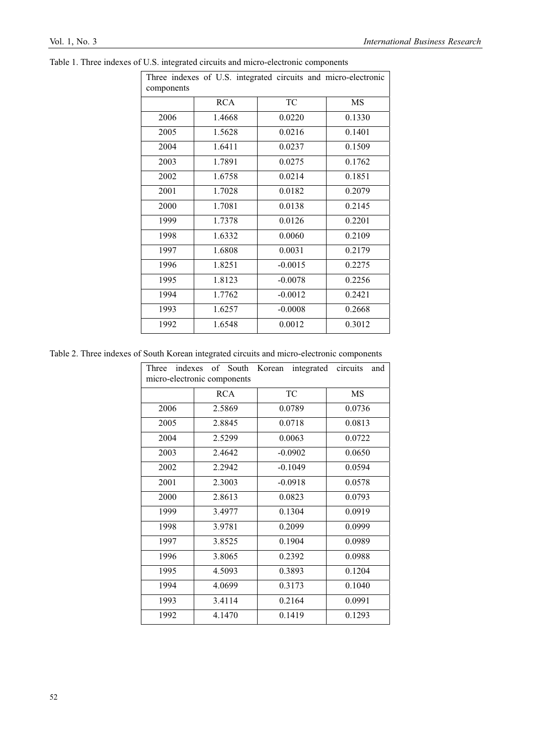Table 1. Three indexes of U.S. integrated circuits and micro-electronic components

| Three indexes of U.S. integrated circuits and micro-electronic components | | | |
|---|---|---|---|
| | RCA | TC | MS |
| 2006 | 1.4668 | 0.0220 | 0.1330 |
| 2005 | 1.5628 | 0.0216 | 0.1401 |
| 2004 | 1.6411 | 0.0237 | 0.1509 |
| 2003 | 1.7891 | 0.0275 | 0.1762 |
| 2002 | 1.6758 | 0.0214 | 0.1851 |
| 2001 | 1.7028 | 0.0182 | 0.2079 |
| 2000 | 1.7081 | 0.0138 | 0.2145 |
| 1999 | 1.7378 | 0.0126 | 0.2201 |
| 1998 | 1.6332 | 0.0060 | 0.2109 |
| 1997 | 1.6808 | 0.0031 | 0.2179 |
| 1996 | 1.8251 | -0.0015 | 0.2275 |
| 1995 | 1.8123 | -0.0078 | 0.2256 |
| 1994 | 1.7762 | -0.0012 | 0.2421 |
| 1993 | 1.6257 | -0.0008 | 0.2668 |
| 1992 | 1.6548 | 0.0012 | 0.3012 |

Table 2. Three indexes of South Korean integrated circuits and micro-electronic components

| Three indexes of South Korean integrated circuits and micro-electronic components | | | |
|---|---|---|---|
| | RCA | TC | MS |
| 2006 | 2.5869 | 0.0789 | 0.0736 |
| 2005 | 2.8845 | 0.0718 | 0.0813 |
| 2004 | 2.5299 | 0.0063 | 0.0722 |
| 2003 | 2.4642 | -0.0902 | 0.0650 |
| 2002 | 2.2942 | -0.1049 | 0.0594 |
| 2001 | 2.3003 | -0.0918 | 0.0578 |
| 2000 | 2.8613 | 0.0823 | 0.0793 |
| 1999 | 3.4977 | 0.1304 | 0.0919 |
| 1998 | 3.9781 | 0.2099 | 0.0999 |
| 1997 | 3.8525 | 0.1904 | 0.0989 |
| 1996 | 3.8065 | 0.2392 | 0.0988 |
| 1995 | 4.5093 | 0.3893 | 0.1204 |
| 1994 | 4.0699 | 0.3173 | 0.1040 |
| 1993 | 3.4114 | 0.2164 | 0.0991 |
| 1992 | 4.1470 | 0.1419 | 0.1293 |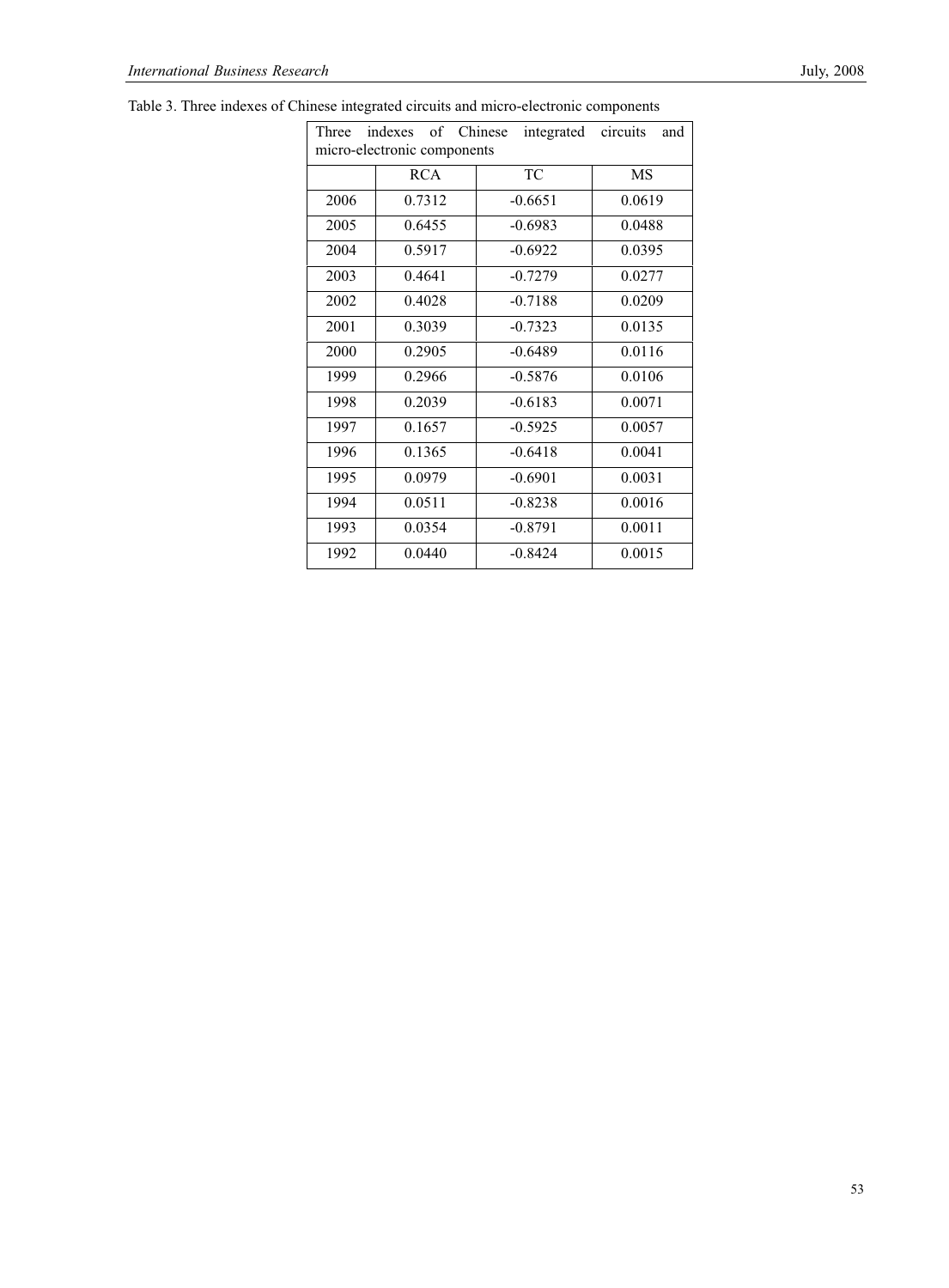Table 3. Three indexes of Chinese integrated circuits and micro-electronic components

| Three indexes of Chinese integrated circuits and micro-electronic components | | | |
|---|---|---|---|
| | RCA | TC | MS |
| 2006 | 0.7312 | -0.6651 | 0.0619 |
| 2005 | 0.6455 | -0.6983 | 0.0488 |
| 2004 | 0.5917 | -0.6922 | 0.0395 |
| 2003 | 0.4641 | -0.7279 | 0.0277 |
| 2002 | 0.4028 | -0.7188 | 0.0209 |
| 2001 | 0.3039 | -0.7323 | 0.0135 |
| 2000 | 0.2905 | -0.6489 | 0.0116 |
| 1999 | 0.2966 | -0.5876 | 0.0106 |
| 1998 | 0.2039 | -0.6183 | 0.0071 |
| 1997 | 0.1657 | -0.5925 | 0.0057 |
| 1996 | 0.1365 | -0.6418 | 0.0041 |
| 1995 | 0.0979 | -0.6901 | 0.0031 |
| 1994 | 0.0511 | -0.8238 | 0.0016 |
| 1993 | 0.0354 | -0.8791 | 0.0011 |
| 1992 | 0.0440 | -0.8424 | 0.0015 |